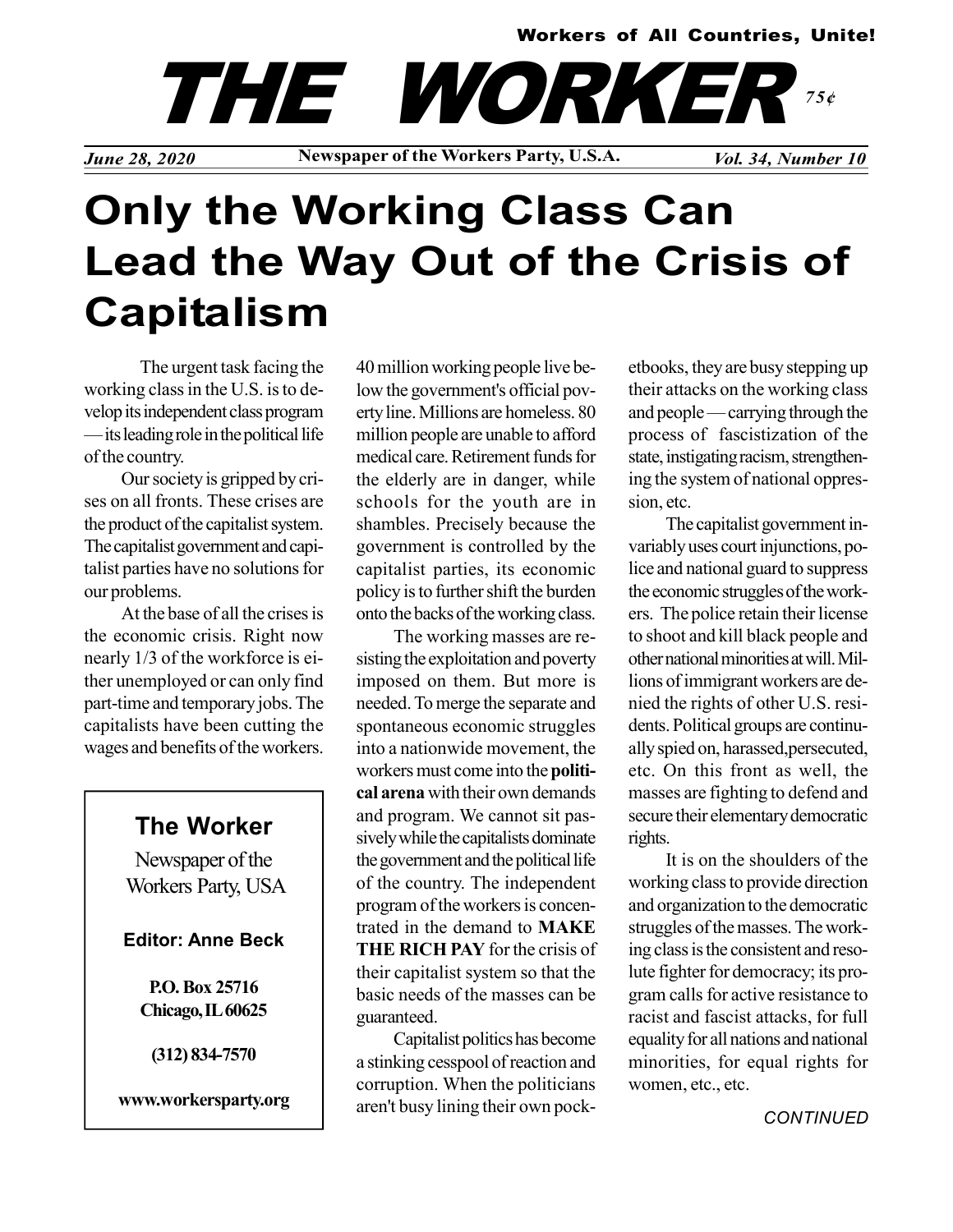Workers of All Countries, Unite!

# THE WORKER

75¢

*June 28, 2020* | **Newspaper of the Workers Party, U.S.A.** | *Vol. 34, Number 10*

# Only the Working Class Can Lead the Way Out of the Crisis of Capitalism

The urgent task facing the working class in the U.S. is to develop its independent class program — its leading role in the political life of the country.

Our society is gripped by crises on all fronts. These crises are the product of the capitalist system. The capitalist government and capitalist parties have no solutions for our problems.

At the base of all the crises is the economic crisis. Right now nearly 1/3 of the workforce is either unemployed or can only find part-time and temporary jobs. The capitalists have been cutting the wages and benefits of the workers. 40 million working people live below the government's official poverty line. Millions are homeless. 80 million people are unable to afford medical care. Retirement funds for the elderly are in danger, while schools for the youth are in shambles. Precisely because the government is controlled by the capitalist parties, its economic policy is to further shift the burden onto the backs of the working class.

The working masses are resisting the exploitation and poverty imposed on them. But more is needed. To merge the separate and spontaneous economic struggles into a nationwide movement, the workers must come into the **political arena** with their own demands and program. We cannot sit passively while the capitalists dominate the government and the political life of the country. The independent program of the workers is concentrated in the demand to **MAKE THE RICH PAY** for the crisis of their capitalist system so that the basic needs of the masses can be guaranteed.

Capitalist politics has become a stinking cesspool of reaction and corruption. When the politicians aren't busy lining their own pocketbooks, they are busy stepping up their attacks on the working class and people — carrying through the process of fascistization of the state, instigating racism, strengthening the system of national oppression, etc.

The capitalist government invariably uses court injunctions, police and national guard to suppress the economic struggles of the workers. The police retain their license to shoot and kill black people and other national minorities at will. Millions of immigrant workers are denied the rights of other U.S. residents. Political groups are continually spied on, harassed, persecuted, etc. On this front as well, the masses are fighting to defend and secure their elementary democratic rights.

It is on the shoulders of the working class to provide direction and organization to the democratic struggles of the masses. The working class is the consistent and resolute fighter for democracy; its program calls for active resistance to racist and fascist attacks, for full equality for all nations and national minorities, for equal rights for women, etc., etc.

*CONTINUED*

---

**The Worker**

Newspaper of the Workers Party, USA

**Editor: Anne Beck**

**P.O. Box 25716**
**Chicago, IL 60625**

**(312) 834-7570**

**www.workersparty.org**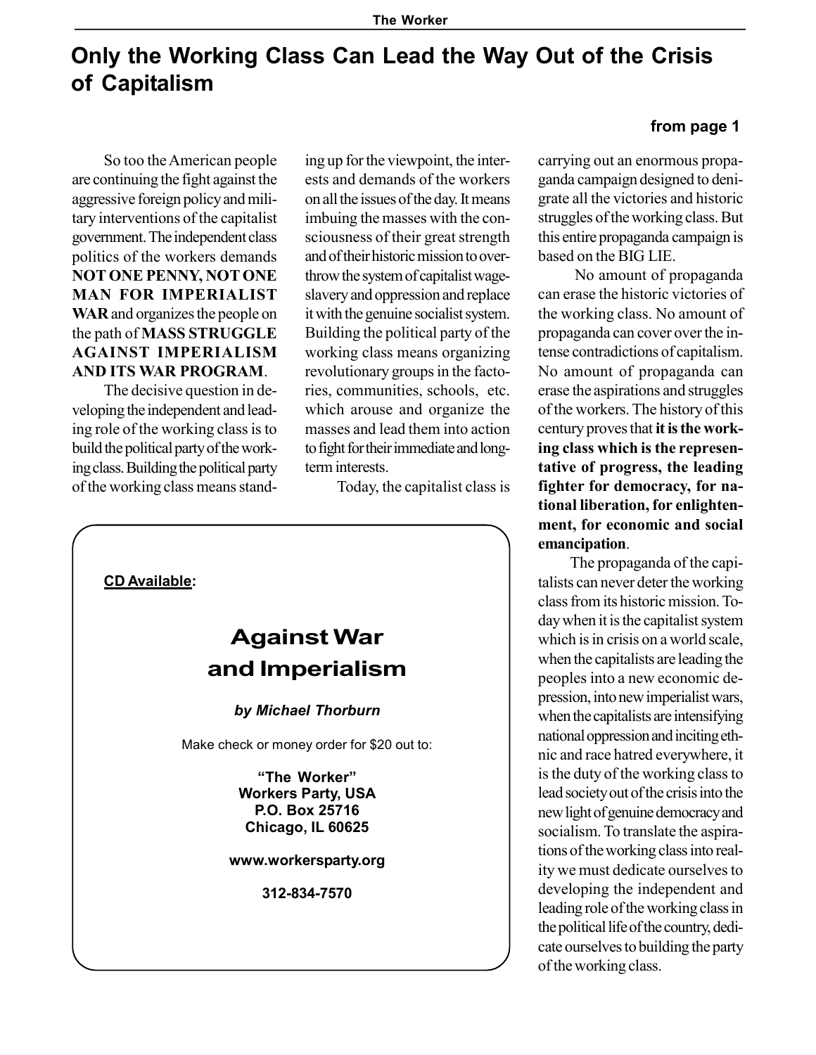# Only the Working Class Can Lead the Way Out of the Crisis of Capitalism

**from page 1**

So too the American people are continuing the fight against the aggressive foreign policy and military interventions of the capitalist government. The independent class politics of the workers demands **NOT ONE PENNY, NOT ONE MAN FOR IMPERIALIST WAR** and organizes the people on the path of **MASS STRUGGLE AGAINST IMPERIALISM AND ITS WAR PROGRAM**.

The decisive question in developing the independent and leading role of the working class is to build the political party of the working class. Building the political party of the working class means standing up for the viewpoint, the interests and demands of the workers on all the issues of the day. It means imbuing the masses with the consciousness of their great strength and of their historic mission to overthrow the system of capitalist wage-slavery and oppression and replace it with the genuine socialist system. Building the political party of the working class means organizing revolutionary groups in the factories, communities, schools, etc. which arouse and organize the masses and lead them into action to fight for their immediate and long-term interests.

Today, the capitalist class is carrying out an enormous propaganda campaign designed to denigrate all the victories and historic struggles of the working class. But this entire propaganda campaign is based on the BIG LIE.

No amount of propaganda can erase the historic victories of the working class. No amount of propaganda can cover over the intense contradictions of capitalism. No amount of propaganda can erase the aspirations and struggles of the workers. The history of this century proves that **it is the working class which is the representative of progress, the leading fighter for democracy, for national liberation, for enlightenment, for economic and social emancipation**.

The propaganda of the capitalists can never deter the working class from its historic mission. Today when it is the capitalist system which is in crisis on a world scale, when the capitalists are leading the peoples into a new economic depression, into new imperialist wars, when the capitalists are intensifying national oppression and inciting ethnic and race hatred everywhere, it is the duty of the working class to lead society out of the crisis into the new light of genuine democracy and socialism. To translate the aspirations of the working class into reality we must dedicate ourselves to developing the independent and leading role of the working class in the political life of the country, dedicate ourselves to building the party of the working class.

---

**CD Available:**

## Against War and Imperialism

***by Michael Thorburn***

Make check or money order for $20 out to:

**"The Worker"**
**Workers Party, USA**
**P.O. Box 25716**
**Chicago, IL 60625**

**www.workersparty.org**

**312-834-7570**